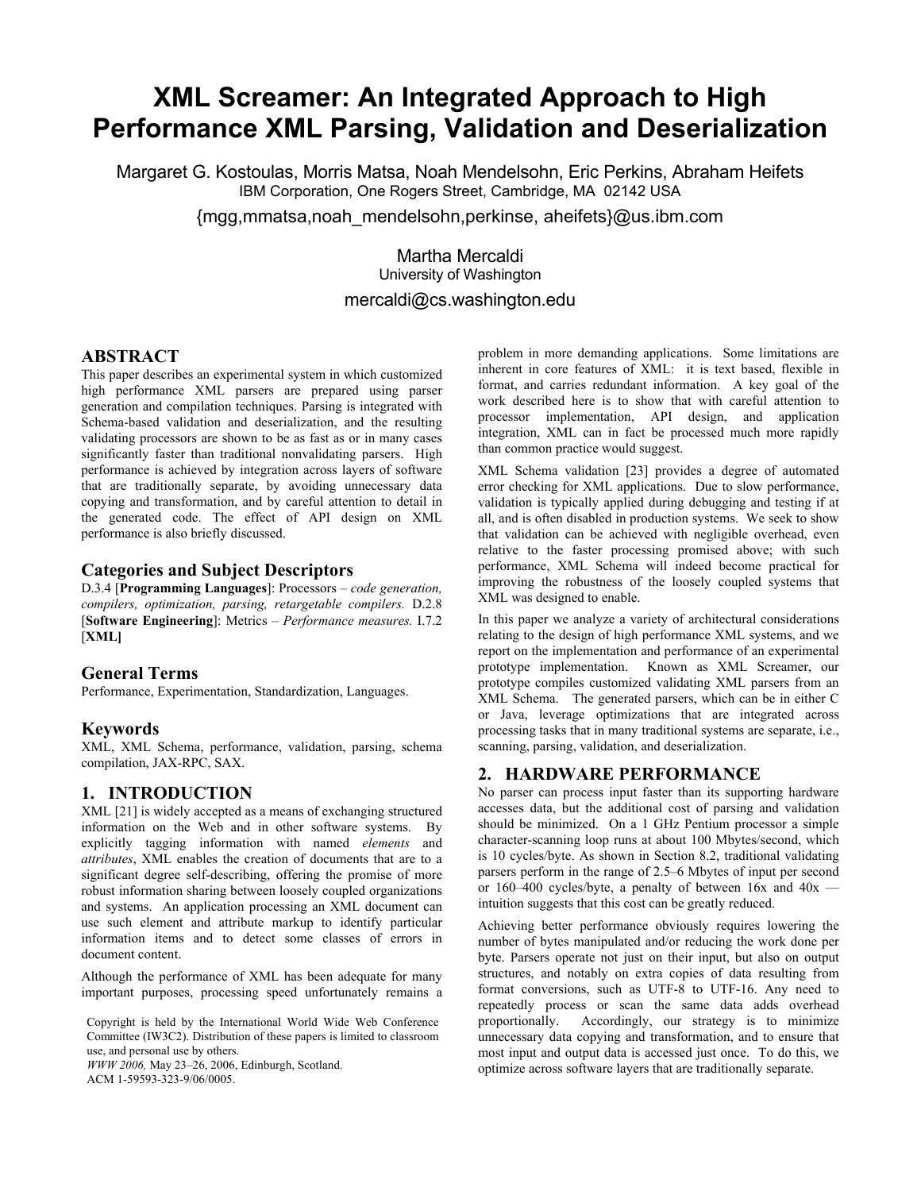# XML Screamer: An Integrated Approach to High Performance XML Parsing, Validation and Deserialization

Margaret G. Kostoulas, Morris Matsa, Noah Mendelsohn, Eric Perkins, Abraham Heifets
IBM Corporation, One Rogers Street, Cambridge, MA 02142 USA
{mgg,mmatsa,noah_mendelsohn,perkinse, aheifets}@us.ibm.com

Martha Mercaldi
University of Washington
mercaldi@cs.washington.edu

## ABSTRACT

This paper describes an experimental system in which customized high performance XML parsers are prepared using parser generation and compilation techniques. Parsing is integrated with Schema-based validation and deserialization, and the resulting validating processors are shown to be as fast as or in many cases significantly faster than traditional nonvalidating parsers. High performance is achieved by integration across layers of software that are traditionally separate, by avoiding unnecessary data copying and transformation, and by careful attention to detail in the generated code. The effect of API design on XML performance is also briefly discussed.

## Categories and Subject Descriptors

D.3.4 [**Programming Languages**]: Processors – *code generation, compilers, optimization, parsing, retargetable compilers.* D.2.8 [**Software Engineering**]: Metrics – *Performance measures.* I.7.2 [**XML**]

## General Terms

Performance, Experimentation, Standardization, Languages.

## Keywords

XML, XML Schema, performance, validation, parsing, schema compilation, JAX-RPC, SAX.

## 1. INTRODUCTION

XML [21] is widely accepted as a means of exchanging structured information on the Web and in other software systems. By explicitly tagging information with named *elements* and *attributes*, XML enables the creation of documents that are to a significant degree self-describing, offering the promise of more robust information sharing between loosely coupled organizations and systems. An application processing an XML document can use such element and attribute markup to identify particular information items and to detect some classes of errors in document content.

Although the performance of XML has been adequate for many important purposes, processing speed unfortunately remains a problem in more demanding applications. Some limitations are inherent in core features of XML: it is text based, flexible in format, and carries redundant information. A key goal of the work described here is to show that with careful attention to processor implementation, API design, and application integration, XML can in fact be processed much more rapidly than common practice would suggest.

XML Schema validation [23] provides a degree of automated error checking for XML applications. Due to slow performance, validation is typically applied during debugging and testing if at all, and is often disabled in production systems. We seek to show that validation can be achieved with negligible overhead, even relative to the faster processing promised above; with such performance, XML Schema will indeed become practical for improving the robustness of the loosely coupled systems that XML was designed to enable.

In this paper we analyze a variety of architectural considerations relating to the design of high performance XML systems, and we report on the implementation and performance of an experimental prototype implementation. Known as XML Screamer, our prototype compiles customized validating XML parsers from an XML Schema. The generated parsers, which can be in either C or Java, leverage optimizations that are integrated across processing tasks that in many traditional systems are separate, i.e., scanning, parsing, validation, and deserialization.

## 2. HARDWARE PERFORMANCE

No parser can process input faster than its supporting hardware accesses data, but the additional cost of parsing and validation should be minimized. On a 1 GHz Pentium processor a simple character-scanning loop runs at about 100 Mbytes/second, which is 10 cycles/byte. As shown in Section 8.2, traditional validating parsers perform in the range of 2.5–6 Mbytes of input per second or 160–400 cycles/byte, a penalty of between 16x and 40x — intuition suggests that this cost can be greatly reduced.

Achieving better performance obviously requires lowering the number of bytes manipulated and/or reducing the work done per byte. Parsers operate not just on their input, but also on output structures, and notably on extra copies of data resulting from format conversions, such as UTF-8 to UTF-16. Any need to repeatedly process or scan the same data adds overhead proportionally. Accordingly, our strategy is to minimize unnecessary data copying and transformation, and to ensure that most input and output data is accessed just once. To do this, we optimize across software layers that are traditionally separate.

Copyright is held by the International World Wide Web Conference Committee (IW3C2). Distribution of these papers is limited to classroom use, and personal use by others.
*WWW 2006,* May 23–26, 2006, Edinburgh, Scotland.
ACM 1-59593-323-9/06/0005.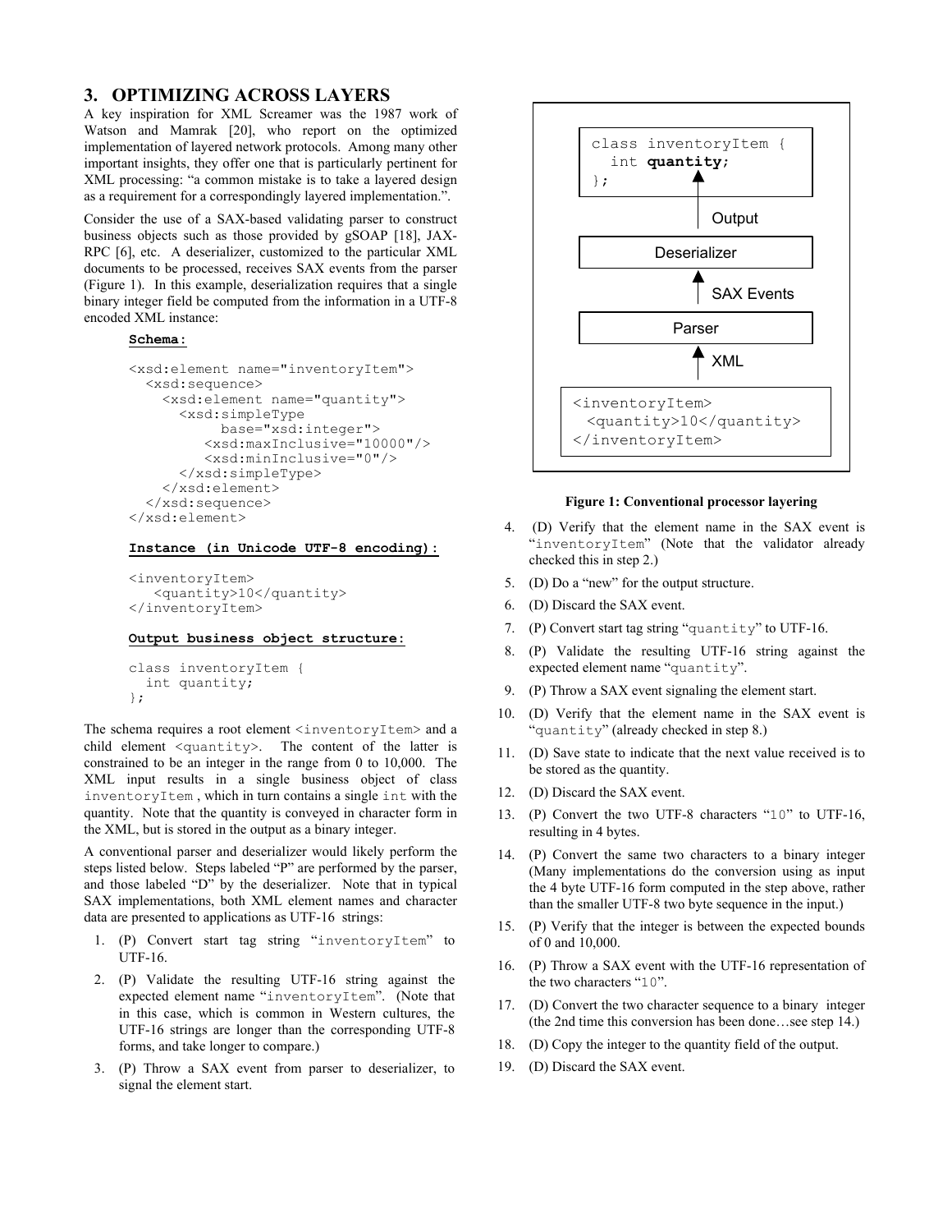## 3. OPTIMIZING ACROSS LAYERS

A key inspiration for XML Screamer was the 1987 work of Watson and Mamrak [20], who report on the optimized implementation of layered network protocols. Among many other important insights, they offer one that is particularly pertinent for XML processing: "a common mistake is to take a layered design as a requirement for a correspondingly layered implementation.".

Consider the use of a SAX-based validating parser to construct business objects such as those provided by gSOAP [18], JAX-RPC [6], etc. A deserializer, customized to the particular XML documents to be processed, receives SAX events from the parser (Figure 1). In this example, deserialization requires that a single binary integer field be computed from the information in a UTF-8 encoded XML instance:

**Schema:**

```
<xsd:element name="inventoryItem">
  <xsd:sequence>
    <xsd:element name="quantity">
      <xsd:simpleType
           base="xsd:integer">
         <xsd:maxInclusive="10000"/>
         <xsd:minInclusive="0"/>
      </xsd:simpleType>
    </xsd:element>
  </xsd:sequence>
</xsd:element>
```

**Instance (in Unicode UTF-8 encoding):**

```
<inventoryItem>
   <quantity>10</quantity>
</inventoryItem>
```

**Output business object structure:**

```
class inventoryItem {
  int quantity;
};
```

The schema requires a root element `<inventoryItem>` and a child element `<quantity>`. The content of the latter is constrained to be an integer in the range from 0 to 10,000. The XML input results in a single business object of class `inventoryItem` , which in turn contains a single `int` with the quantity. Note that the quantity is conveyed in character form in the XML, but is stored in the output as a binary integer.

A conventional parser and deserializer would likely perform the steps listed below. Steps labeled "P" are performed by the parser, and those labeled "D" by the deserializer. Note that in typical SAX implementations, both XML element names and character data are presented to applications as UTF-16 strings:

1. (P) Convert start tag string "`inventoryItem`" to UTF-16.
2. (P) Validate the resulting UTF-16 string against the expected element name "`inventoryItem`". (Note that in this case, which is common in Western cultures, the UTF-16 strings are longer than the corresponding UTF-8 forms, and take longer to compare.)
3. (P) Throw a SAX event from parser to deserializer, to signal the element start.

```
class inventoryItem {
  int quantity;
};
```

Output

Deserializer

SAX Events

Parser

XML

```
<inventoryItem>
  <quantity>10</quantity>
</inventoryItem>
```

**Figure 1: Conventional processor layering**

4. (D) Verify that the element name in the SAX event is "`inventoryItem`" (Note that the validator already checked this in step 2.)
5. (D) Do a "new" for the output structure.
6. (D) Discard the SAX event.
7. (P) Convert start tag string "`quantity`" to UTF-16.
8. (P) Validate the resulting UTF-16 string against the expected element name "`quantity`".
9. (P) Throw a SAX event signaling the element start.
10. (D) Verify that the element name in the SAX event is "`quantity`" (already checked in step 8.)
11. (D) Save state to indicate that the next value received is to be stored as the quantity.
12. (D) Discard the SAX event.
13. (P) Convert the two UTF-8 characters "`10`" to UTF-16, resulting in 4 bytes.
14. (P) Convert the same two characters to a binary integer (Many implementations do the conversion using as input the 4 byte UTF-16 form computed in the step above, rather than the smaller UTF-8 two byte sequence in the input.)
15. (P) Verify that the integer is between the expected bounds of 0 and 10,000.
16. (P) Throw a SAX event with the UTF-16 representation of the two characters "`10`".
17. (D) Convert the two character sequence to a binary integer (the 2nd time this conversion has been done…see step 14.)
18. (D) Copy the integer to the quantity field of the output.
19. (D) Discard the SAX event.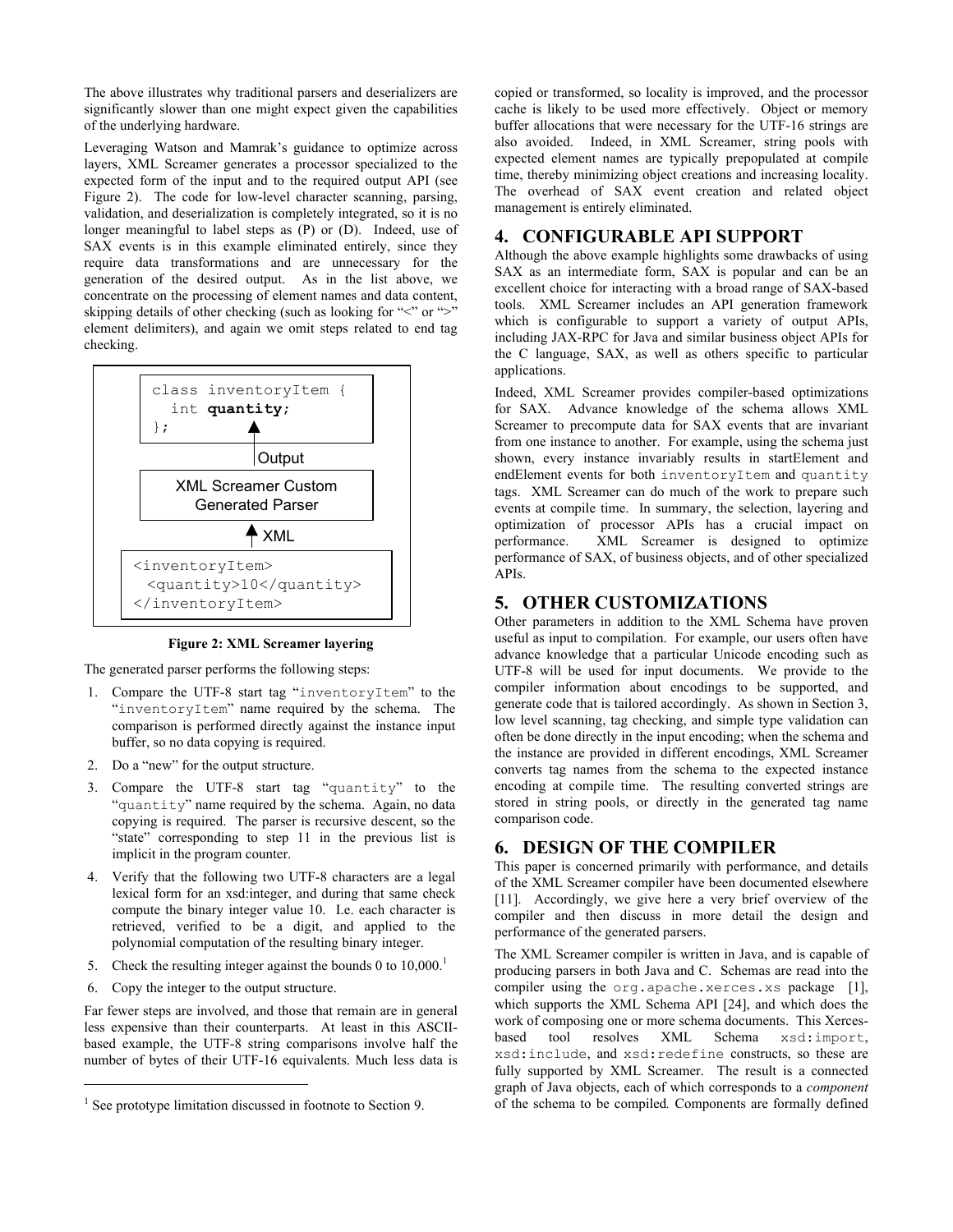The above illustrates why traditional parsers and deserializers are significantly slower than one might expect given the capabilities of the underlying hardware.

Leveraging Watson and Mamrak's guidance to optimize across layers, XML Screamer generates a processor specialized to the expected form of the input and to the required output API (see Figure 2). The code for low-level character scanning, parsing, validation, and deserialization is completely integrated, so it is no longer meaningful to label steps as (P) or (D). Indeed, use of SAX events is in this example eliminated entirely, since they require data transformations and are unnecessary for the generation of the desired output. As in the list above, we concentrate on the processing of element names and data content, skipping details of other checking (such as looking for "<" or ">" element delimiters), and again we omit steps related to end tag checking.

```
class inventoryItem {
  int quantity;
};
```

Output

XML Screamer Custom Generated Parser

XML

```
<inventoryItem>
  <quantity>10</quantity>
</inventoryItem>
```

**Figure 2: XML Screamer layering**

The generated parser performs the following steps:

1. Compare the UTF-8 start tag "`inventoryItem`" to the "`inventoryItem`" name required by the schema. The comparison is performed directly against the instance input buffer, so no data copying is required.
2. Do a "new" for the output structure.
3. Compare the UTF-8 start tag "`quantity`" to the "`quantity`" name required by the schema. Again, no data copying is required. The parser is recursive descent, so the "state" corresponding to step 11 in the previous list is implicit in the program counter.
4. Verify that the following two UTF-8 characters are a legal lexical form for an xsd:integer, and during that same check compute the binary integer value 10. I.e. each character is retrieved, verified to be a digit, and applied to the polynomial computation of the resulting binary integer.
5. Check the resulting integer against the bounds 0 to 10,000.[1]
6. Copy the integer to the output structure.

Far fewer steps are involved, and those that remain are in general less expensive than their counterparts. At least in this ASCII-based example, the UTF-8 string comparisons involve half the number of bytes of their UTF-16 equivalents. Much less data is copied or transformed, so locality is improved, and the processor cache is likely to be used more effectively. Object or memory buffer allocations that were necessary for the UTF-16 strings are also avoided. Indeed, in XML Screamer, string pools with expected element names are typically prepopulated at compile time, thereby minimizing object creations and increasing locality. The overhead of SAX event creation and related object management is entirely eliminated.

## 4. CONFIGURABLE API SUPPORT

Although the above example highlights some drawbacks of using SAX as an intermediate form, SAX is popular and can be an excellent choice for interacting with a broad range of SAX-based tools. XML Screamer includes an API generation framework which is configurable to support a variety of output APIs, including JAX-RPC for Java and similar business object APIs for the C language, SAX, as well as others specific to particular applications.

Indeed, XML Screamer provides compiler-based optimizations for SAX. Advance knowledge of the schema allows XML Screamer to precompute data for SAX events that are invariant from one instance to another. For example, using the schema just shown, every instance invariably results in startElement and endElement events for both `inventoryItem` and `quantity` tags. XML Screamer can do much of the work to prepare such events at compile time. In summary, the selection, layering and optimization of processor APIs has a crucial impact on performance. XML Screamer is designed to optimize performance of SAX, of business objects, and of other specialized APIs.

## 5. OTHER CUSTOMIZATIONS

Other parameters in addition to the XML Schema have proven useful as input to compilation. For example, our users often have advance knowledge that a particular Unicode encoding such as UTF-8 will be used for input documents. We provide to the compiler information about encodings to be supported, and generate code that is tailored accordingly. As shown in Section 3, low level scanning, tag checking, and simple type validation can often be done directly in the input encoding; when the schema and the instance are provided in different encodings, XML Screamer converts tag names from the schema to the expected instance encoding at compile time. The resulting converted strings are stored in string pools, or directly in the generated tag name comparison code.

## 6. DESIGN OF THE COMPILER

This paper is concerned primarily with performance, and details of the XML Screamer compiler have been documented elsewhere [11]. Accordingly, we give here a very brief overview of the compiler and then discuss in more detail the design and performance of the generated parsers.

The XML Screamer compiler is written in Java, and is capable of producing parsers in both Java and C. Schemas are read into the compiler using the `org.apache.xerces.xs` package [1], which supports the XML Schema API [24], and which does the work of composing one or more schema documents. This Xerces-based tool resolves XML Schema `xsd:import`, `xsd:include`, and `xsd:redefine` constructs, so these are fully supported by XML Screamer. The result is a connected graph of Java objects, each of which corresponds to a *component* of the schema to be compiled. Components are formally defined

[1] See prototype limitation discussed in footnote to Section 9.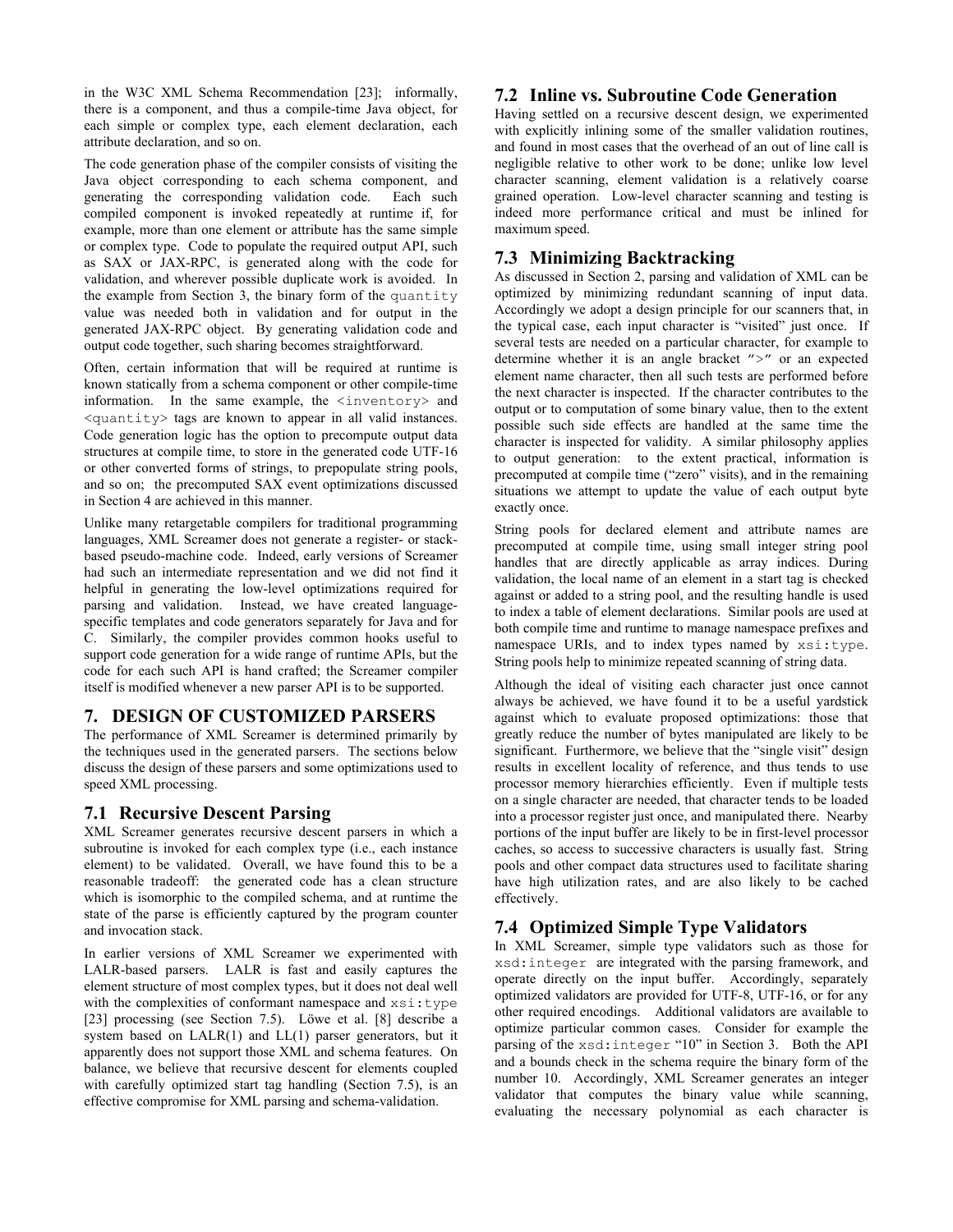in the W3C XML Schema Recommendation [23]; informally, there is a component, and thus a compile-time Java object, for each simple or complex type, each element declaration, each attribute declaration, and so on.

The code generation phase of the compiler consists of visiting the Java object corresponding to each schema component, and generating the corresponding validation code. Each such compiled component is invoked repeatedly at runtime if, for example, more than one element or attribute has the same simple or complex type. Code to populate the required output API, such as SAX or JAX-RPC, is generated along with the code for validation, and wherever possible duplicate work is avoided. In the example from Section 3, the binary form of the `quantity` value was needed both in validation and for output in the generated JAX-RPC object. By generating validation code and output code together, such sharing becomes straightforward.

Often, certain information that will be required at runtime is known statically from a schema component or other compile-time information. In the same example, the `<inventory>` and `<quantity>` tags are known to appear in all valid instances. Code generation logic has the option to precompute output data structures at compile time, to store in the generated code UTF-16 or other converted forms of strings, to prepopulate string pools, and so on; the precomputed SAX event optimizations discussed in Section 4 are achieved in this manner.

Unlike many retargetable compilers for traditional programming languages, XML Screamer does not generate a register- or stack-based pseudo-machine code. Indeed, early versions of Screamer had such an intermediate representation and we did not find it helpful in generating the low-level optimizations required for parsing and validation. Instead, we have created language-specific templates and code generators separately for Java and for C. Similarly, the compiler provides common hooks useful to support code generation for a wide range of runtime APIs, but the code for each such API is hand crafted; the Screamer compiler itself is modified whenever a new parser API is to be supported.

## 7. DESIGN OF CUSTOMIZED PARSERS

The performance of XML Screamer is determined primarily by the techniques used in the generated parsers. The sections below discuss the design of these parsers and some optimizations used to speed XML processing.

### 7.1 Recursive Descent Parsing

XML Screamer generates recursive descent parsers in which a subroutine is invoked for each complex type (i.e., each instance element) to be validated. Overall, we have found this to be a reasonable tradeoff: the generated code has a clean structure which is isomorphic to the compiled schema, and at runtime the state of the parse is efficiently captured by the program counter and invocation stack.

In earlier versions of XML Screamer we experimented with LALR-based parsers. LALR is fast and easily captures the element structure of most complex types, but it does not deal well with the complexities of conformant namespace and `xsi:type` [23] processing (see Section 7.5). Löwe et al. [8] describe a system based on LALR(1) and LL(1) parser generators, but it apparently does not support those XML and schema features. On balance, we believe that recursive descent for elements coupled with carefully optimized start tag handling (Section 7.5), is an effective compromise for XML parsing and schema-validation.

### 7.2 Inline vs. Subroutine Code Generation

Having settled on a recursive descent design, we experimented with explicitly inlining some of the smaller validation routines, and found in most cases that the overhead of an out of line call is negligible relative to other work to be done; unlike low level character scanning, element validation is a relatively coarse grained operation. Low-level character scanning and testing is indeed more performance critical and must be inlined for maximum speed.

### 7.3 Minimizing Backtracking

As discussed in Section 2, parsing and validation of XML can be optimized by minimizing redundant scanning of input data. Accordingly we adopt a design principle for our scanners that, in the typical case, each input character is "visited" just once. If several tests are needed on a particular character, for example to determine whether it is an angle bracket `">"` or an expected element name character, then all such tests are performed before the next character is inspected. If the character contributes to the output or to computation of some binary value, then to the extent possible such side effects are handled at the same time the character is inspected for validity. A similar philosophy applies to output generation: to the extent practical, information is precomputed at compile time ("zero" visits), and in the remaining situations we attempt to update the value of each output byte exactly once.

String pools for declared element and attribute names are precomputed at compile time, using small integer string pool handles that are directly applicable as array indices. During validation, the local name of an element in a start tag is checked against or added to a string pool, and the resulting handle is used to index a table of element declarations. Similar pools are used at both compile time and runtime to manage namespace prefixes and namespace URIs, and to index types named by `xsi:type`. String pools help to minimize repeated scanning of string data.

Although the ideal of visiting each character just once cannot always be achieved, we have found it to be a useful yardstick against which to evaluate proposed optimizations: those that greatly reduce the number of bytes manipulated are likely to be significant. Furthermore, we believe that the "single visit" design results in excellent locality of reference, and thus tends to use processor memory hierarchies efficiently. Even if multiple tests on a single character are needed, that character tends to be loaded into a processor register just once, and manipulated there. Nearby portions of the input buffer are likely to be in first-level processor caches, so access to successive characters is usually fast. String pools and other compact data structures used to facilitate sharing have high utilization rates, and are also likely to be cached effectively.

### 7.4 Optimized Simple Type Validators

In XML Screamer, simple type validators such as those for `xsd:integer` are integrated with the parsing framework, and operate directly on the input buffer. Accordingly, separately optimized validators are provided for UTF-8, UTF-16, or for any other required encodings. Additional validators are available to optimize particular common cases. Consider for example the parsing of the `xsd:integer` "10" in Section 3. Both the API and a bounds check in the schema require the binary form of the number 10. Accordingly, XML Screamer generates an integer validator that computes the binary value while scanning, evaluating the necessary polynomial as each character is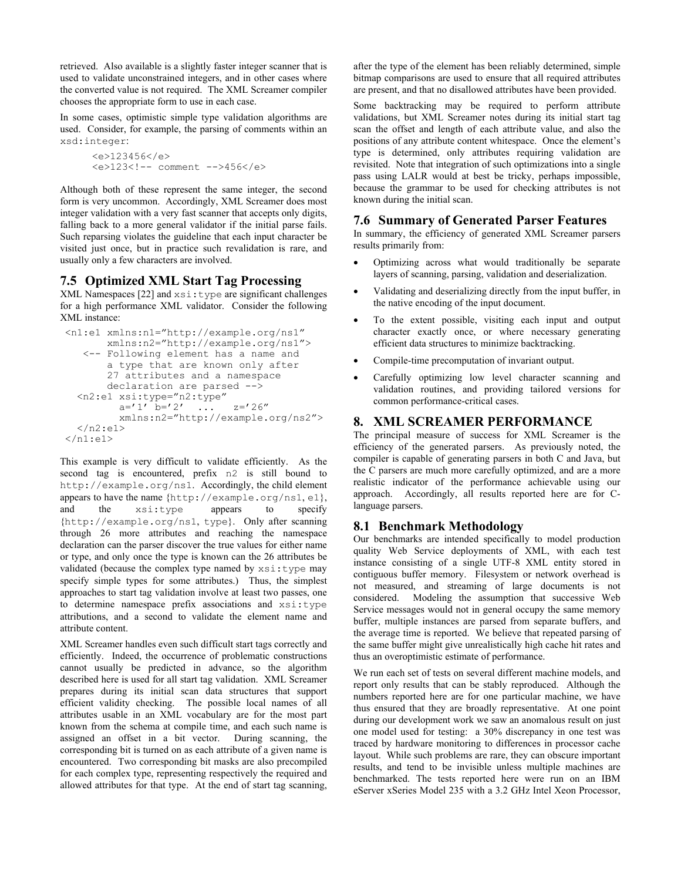retrieved. Also available is a slightly faster integer scanner that is used to validate unconstrained integers, and in other cases where the converted value is not required. The XML Screamer compiler chooses the appropriate form to use in each case.

In some cases, optimistic simple type validation algorithms are used. Consider, for example, the parsing of comments within an `xsd:integer`:

```
<e>123456</e>
<e>123<!-- comment -->456</e>
```

Although both of these represent the same integer, the second form is very uncommon. Accordingly, XML Screamer does most integer validation with a very fast scanner that accepts only digits, falling back to a more general validator if the initial parse fails. Such reparsing violates the guideline that each input character be visited just once, but in practice such revalidation is rare, and usually only a few characters are involved.

## 7.5 Optimized XML Start Tag Processing

XML Namespaces [22] and `xsi:type` are significant challenges for a high performance XML validator. Consider the following XML instance:

```
<n1:e1 xmlns:n1="http://example.org/ns1"
       xmlns:n2="http://example.org/ns1">
   <-- Following element has a name and
       a type that are known only after
       27 attributes and a namespace
       declaration are parsed -->
  <n2:e1 xsi:type="n2:type"
         a='1' b='2'  ...   z='26"
         xmlns:n2="http://example.org/ns2">
  </n2:e1>
</n1:e1>
```

This example is very difficult to validate efficiently. As the second tag is encountered, prefix `n2` is still bound to `http://example.org/ns1`. Accordingly, the child element appears to have the name {`http://example.org/ns1`, `e1`}, and the `xsi:type` appears to specify {`http://example.org/ns1`, `type`}. Only after scanning through 26 more attributes and reaching the namespace declaration can the parser discover the true values for either name or type, and only once the type is known can the 26 attributes be validated (because the complex type named by `xsi:type` may specify simple types for some attributes.) Thus, the simplest approaches to start tag validation involve at least two passes, one to determine namespace prefix associations and `xsi:type` attributions, and a second to validate the element name and attribute content.

XML Screamer handles even such difficult start tags correctly and efficiently. Indeed, the occurrence of problematic constructions cannot usually be predicted in advance, so the algorithm described here is used for all start tag validation. XML Screamer prepares during its initial scan data structures that support efficient validity checking. The possible local names of all attributes usable in an XML vocabulary are for the most part known from the schema at compile time, and each such name is assigned an offset in a bit vector. During scanning, the corresponding bit is turned on as each attribute of a given name is encountered. Two corresponding bit masks are also precompiled for each complex type, representing respectively the required and allowed attributes for that type. At the end of start tag scanning, after the type of the element has been reliably determined, simple bitmap comparisons are used to ensure that all required attributes are present, and that no disallowed attributes have been provided.

Some backtracking may be required to perform attribute validations, but XML Screamer notes during its initial start tag scan the offset and length of each attribute value, and also the positions of any attribute content whitespace. Once the element's type is determined, only attributes requiring validation are revisited. Note that integration of such optimizations into a single pass using LALR would at best be tricky, perhaps impossible, because the grammar to be used for checking attributes is not known during the initial scan.

## 7.6 Summary of Generated Parser Features

In summary, the efficiency of generated XML Screamer parsers results primarily from:

- Optimizing across what would traditionally be separate layers of scanning, parsing, validation and deserialization.
- Validating and deserializing directly from the input buffer, in the native encoding of the input document.
- To the extent possible, visiting each input and output character exactly once, or where necessary generating efficient data structures to minimize backtracking.
- Compile-time precomputation of invariant output.
- Carefully optimizing low level character scanning and validation routines, and providing tailored versions for common performance-critical cases.

# 8. XML SCREAMER PERFORMANCE

The principal measure of success for XML Screamer is the efficiency of the generated parsers. As previously noted, the compiler is capable of generating parsers in both C and Java, but the C parsers are much more carefully optimized, and are a more realistic indicator of the performance achievable using our approach. Accordingly, all results reported here are for C-language parsers.

## 8.1 Benchmark Methodology

Our benchmarks are intended specifically to model production quality Web Service deployments of XML, with each test instance consisting of a single UTF-8 XML entity stored in contiguous buffer memory. Filesystem or network overhead is not measured, and streaming of large documents is not considered. Modeling the assumption that successive Web Service messages would not in general occupy the same memory buffer, multiple instances are parsed from separate buffers, and the average time is reported. We believe that repeated parsing of the same buffer might give unrealistically high cache hit rates and thus an overoptimistic estimate of performance.

We run each set of tests on several different machine models, and report only results that can be stably reproduced. Although the numbers reported here are for one particular machine, we have thus ensured that they are broadly representative. At one point during our development work we saw an anomalous result on just one model used for testing: a 30% discrepancy in one test was traced by hardware monitoring to differences in processor cache layout. While such problems are rare, they can obscure important results, and tend to be invisible unless multiple machines are benchmarked. The tests reported here were run on an IBM eServer xSeries Model 235 with a 3.2 GHz Intel Xeon Processor,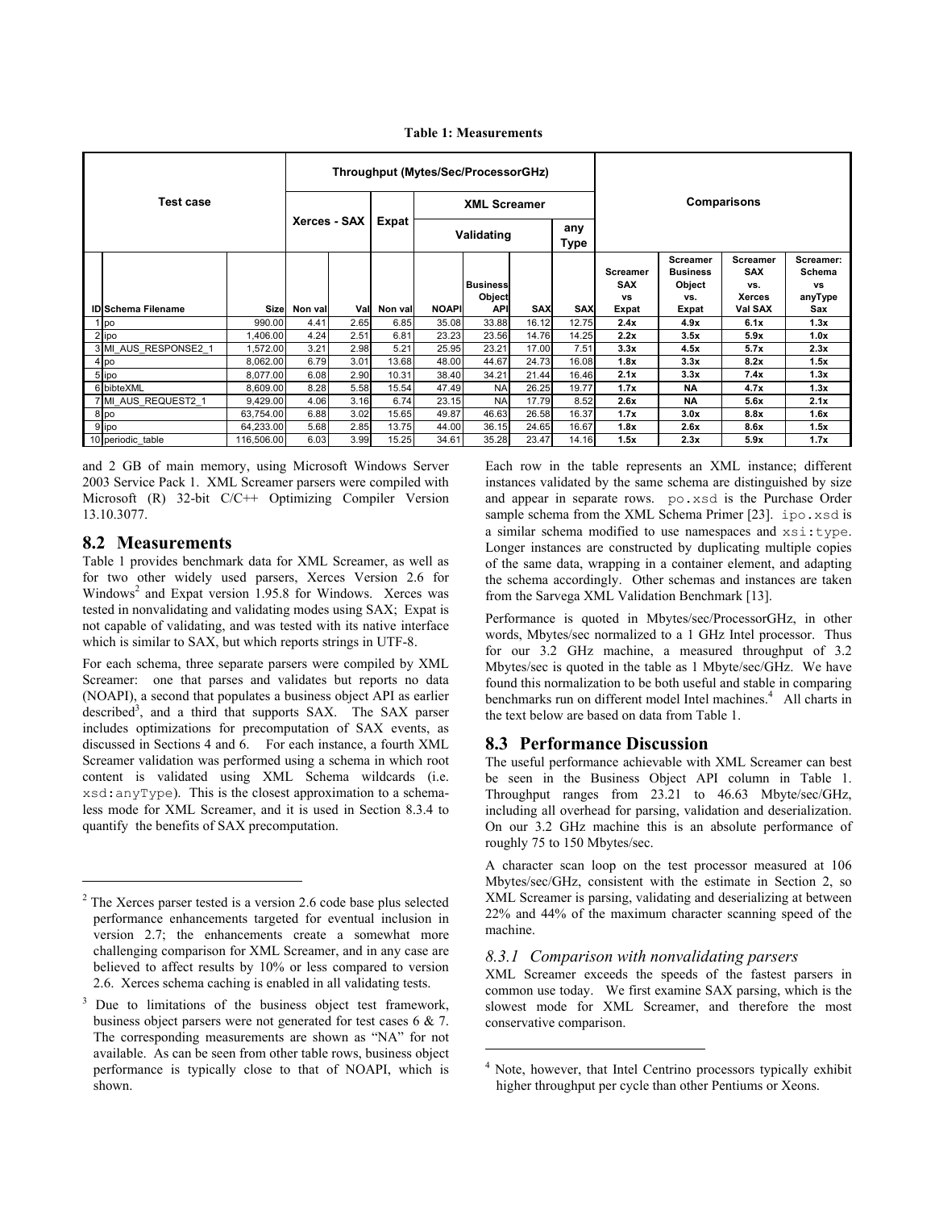**Table 1: Measurements**

| Test case | | | Throughput (Mytes/Sec/ProcessorGHz) | | | | | | | Comparisons | | | |
|---|---|---|---|---|---|---|---|---|---|---|---|---|---|
| | | | Xerces - SAX | | Expat | XML Screamer | | | | | | | |
| | | | | | | Validating | | | any Type | | | | |
| ID | Schema Filename | Size | Non val | Val | Non val | NOAPI | Business Object API | SAX | SAX | Screamer SAX vs Expat | Screamer Business Object vs. Expat | Screamer SAX vs. Xerces Val SAX | Screamer: Schema vs anyType Sax |
| 1 | po | 990.00 | 4.41 | 2.65 | 6.85 | 35.08 | 33.88 | 16.12 | 12.75 | **2.4x** | **4.9x** | **6.1x** | **1.3x** |
| 2 | ipo | 1,406.00 | 4.24 | 2.51 | 6.81 | 23.23 | 23.56 | 14.76 | 14.25 | **2.2x** | **3.5x** | **5.9x** | **1.0x** |
| 3 | MI_AUS_RESPONSE2_1 | 1,572.00 | 3.21 | 2.98 | 5.21 | 25.95 | 23.21 | 17.00 | 7.51 | **3.3x** | **4.5x** | **5.7x** | **2.3x** |
| 4 | po | 8,062.00 | 6.79 | 3.01 | 13.68 | 48.00 | 44.67 | 24.73 | 16.08 | **1.8x** | **3.3x** | **8.2x** | **1.5x** |
| 5 | ipo | 8,077.00 | 6.08 | 2.90 | 10.31 | 38.40 | 34.21 | 21.44 | 16.46 | **2.1x** | **3.3x** | **7.4x** | **1.3x** |
| 6 | bibteXML | 8,609.00 | 8.28 | 5.58 | 15.54 | 47.49 | NA | 26.25 | 19.77 | **1.7x** | **NA** | **4.7x** | **1.3x** |
| 7 | MI_AUS_REQUEST2_1 | 9,429.00 | 4.06 | 3.16 | 6.74 | 23.15 | NA | 17.79 | 8.52 | **2.6x** | **NA** | **5.6x** | **2.1x** |
| 8 | po | 63,754.00 | 6.88 | 3.02 | 15.65 | 49.87 | 46.63 | 26.58 | 16.37 | **1.7x** | **3.0x** | **8.8x** | **1.6x** |
| 9 | ipo | 64,233.00 | 5.68 | 2.85 | 13.75 | 44.00 | 36.15 | 24.65 | 16.67 | **1.8x** | **2.6x** | **8.6x** | **1.5x** |
| 10 | periodic_table | 116,506.00 | 6.03 | 3.99 | 15.25 | 34.61 | 35.28 | 23.47 | 14.16 | **1.5x** | **2.3x** | **5.9x** | **1.7x** |

and 2 GB of main memory, using Microsoft Windows Server 2003 Service Pack 1. XML Screamer parsers were compiled with Microsoft (R) 32-bit C/C++ Optimizing Compiler Version 13.10.3077.

## 8.2 Measurements

Table 1 provides benchmark data for XML Screamer, as well as for two other widely used parsers, Xerces Version 2.6 for Windows[2] and Expat version 1.95.8 for Windows. Xerces was tested in nonvalidating and validating modes using SAX; Expat is not capable of validating, and was tested with its native interface which is similar to SAX, but which reports strings in UTF-8.

For each schema, three separate parsers were compiled by XML Screamer: one that parses and validates but reports no data (NOAPI), a second that populates a business object API as earlier described[3], and a third that supports SAX. The SAX parser includes optimizations for precomputation of SAX events, as discussed in Sections 4 and 6. For each instance, a fourth XML Screamer validation was performed using a schema in which root content is validated using XML Schema wildcards (i.e. `xsd:anyType`). This is the closest approximation to a schema-less mode for XML Screamer, and it is used in Section 8.3.4 to quantify the benefits of SAX precomputation.

Each row in the table represents an XML instance; different instances validated by the same schema are distinguished by size and appear in separate rows. `po.xsd` is the Purchase Order sample schema from the XML Schema Primer [23]. `ipo.xsd` is a similar schema modified to use namespaces and `xsi:type`. Longer instances are constructed by duplicating multiple copies of the same data, wrapping in a container element, and adapting the schema accordingly. Other schemas and instances are taken from the Sarvega XML Validation Benchmark [13].

Performance is quoted in Mbytes/sec/ProcessorGHz, in other words, Mbytes/sec normalized to a 1 GHz Intel processor. Thus for our 3.2 GHz machine, a measured throughput of 3.2 Mbytes/sec is quoted in the table as 1 Mbyte/sec/GHz. We have found this normalization to be both useful and stable in comparing benchmarks run on different model Intel machines.[4] All charts in the text below are based on data from Table 1.

## 8.3 Performance Discussion

The useful performance achievable with XML Screamer can best be seen in the Business Object API column in Table 1. Throughput ranges from 23.21 to 46.63 Mbyte/sec/GHz, including all overhead for parsing, validation and deserialization. On our 3.2 GHz machine this is an absolute performance of roughly 75 to 150 Mbytes/sec.

A character scan loop on the test processor measured at 106 Mbytes/sec/GHz, consistent with the estimate in Section 2, so XML Screamer is parsing, validating and deserializing at between 22% and 44% of the maximum character scanning speed of the machine.

### *8.3.1 Comparison with nonvalidating parsers*

XML Screamer exceeds the speeds of the fastest parsers in common use today. We first examine SAX parsing, which is the slowest mode for XML Screamer, and therefore the most conservative comparison.

---

[2] The Xerces parser tested is a version 2.6 code base plus selected performance enhancements targeted for eventual inclusion in version 2.7; the enhancements create a somewhat more challenging comparison for XML Screamer, and in any case are believed to affect results by 10% or less compared to version 2.6. Xerces schema caching is enabled in all validating tests.

[3] Due to limitations of the business object test framework, business object parsers were not generated for test cases 6 & 7. The corresponding measurements are shown as "NA" for not available. As can be seen from other table rows, business object performance is typically close to that of NOAPI, which is shown.

[4] Note, however, that Intel Centrino processors typically exhibit higher throughput per cycle than other Pentiums or Xeons.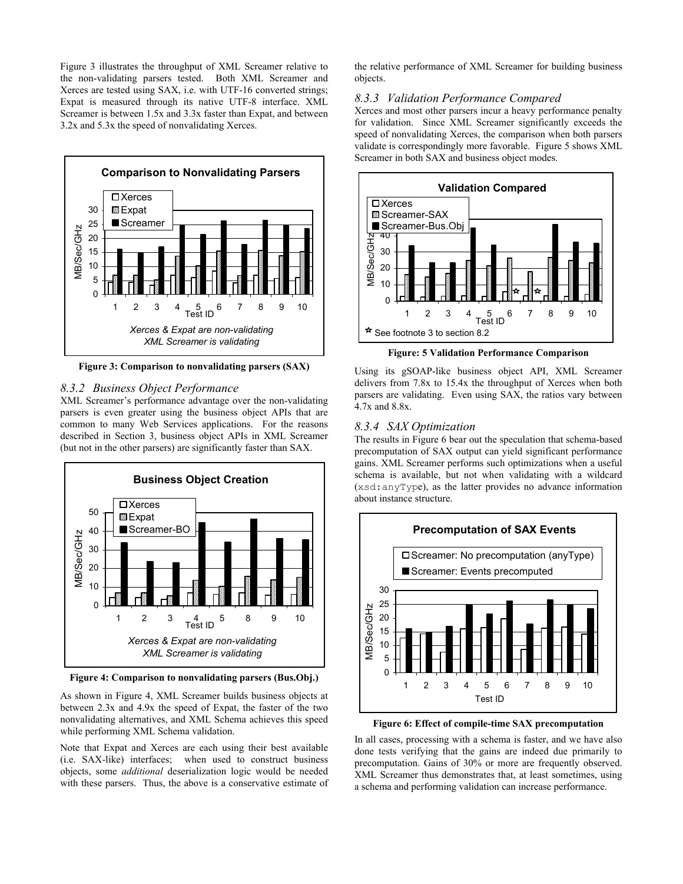Figure 3 illustrates the throughput of XML Screamer relative to the non-validating parsers tested. Both XML Screamer and Xerces are tested using SAX, i.e. with UTF-16 converted strings; Expat is measured through its native UTF-8 interface. XML Screamer is between 1.5x and 3.3x faster than Expat, and between 3.2x and 5.3x the speed of nonvalidating Xerces.

**Figure 3: Comparison to nonvalidating parsers (SAX)**

### 8.3.2 Business Object Performance

XML Screamer's performance advantage over the non-validating parsers is even greater using the business object APIs that are common to many Web Services applications. For the reasons described in Section 3, business object APIs in XML Screamer (but not in the other parsers) are significantly faster than SAX.

**Figure 4: Comparison to nonvalidating parsers (Bus.Obj.)**

As shown in Figure 4, XML Screamer builds business objects at between 2.3x and 4.9x the speed of Expat, the faster of the two nonvalidating alternatives, and XML Schema achieves this speed while performing XML Schema validation.

Note that Expat and Xerces are each using their best available (i.e. SAX-like) interfaces; when used to construct business objects, some *additional* deserialization logic would be needed with these parsers. Thus, the above is a conservative estimate of the relative performance of XML Screamer for building business objects.

### 8.3.3 Validation Performance Compared

Xerces and most other parsers incur a heavy performance penalty for validation. Since XML Screamer significantly exceeds the speed of nonvalidating Xerces, the comparison when both parsers validate is correspondingly more favorable. Figure 5 shows XML Screamer in both SAX and business object modes.

**Figure: 5 Validation Performance Comparison**

Using its gSOAP-like business object API, XML Screamer delivers from 7.8x to 15.4x the throughput of Xerces when both parsers are validating. Even using SAX, the ratios vary between 4.7x and 8.8x.

### 8.3.4 SAX Optimization

The results in Figure 6 bear out the speculation that schema-based precomputation of SAX output can yield significant performance gains. XML Screamer performs such optimizations when a useful schema is available, but not when validating with a wildcard (`xsd:anyType`), as the latter provides no advance information about instance structure.

**Figure 6: Effect of compile-time SAX precomputation**

In all cases, processing with a schema is faster, and we have also done tests verifying that the gains are indeed due primarily to precomputation. Gains of 30% or more are frequently observed. XML Screamer thus demonstrates that, at least sometimes, using a schema and performing validation can increase performance.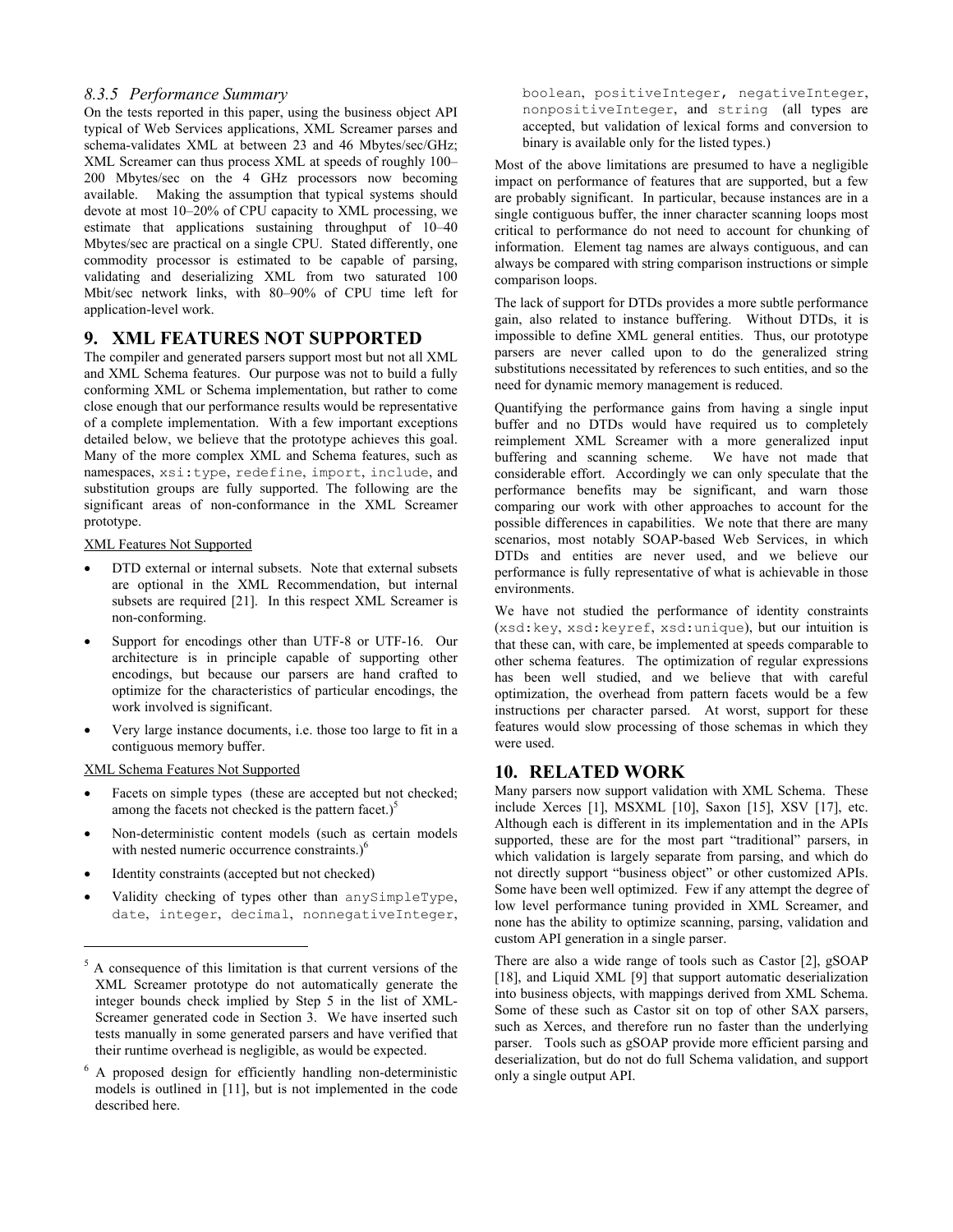#### 8.3.5 Performance Summary

On the tests reported in this paper, using the business object API typical of Web Services applications, XML Screamer parses and schema-validates XML at between 23 and 46 Mbytes/sec/GHz; XML Screamer can thus process XML at speeds of roughly 100–200 Mbytes/sec on the 4 GHz processors now becoming available. Making the assumption that typical systems should devote at most 10–20% of CPU capacity to XML processing, we estimate that applications sustaining throughput of 10–40 Mbytes/sec are practical on a single CPU. Stated differently, one commodity processor is estimated to be capable of parsing, validating and deserializing XML from two saturated 100 Mbit/sec network links, with 80–90% of CPU time left for application-level work.

## 9. XML FEATURES NOT SUPPORTED

The compiler and generated parsers support most but not all XML and XML Schema features. Our purpose was not to build a fully conforming XML or Schema implementation, but rather to come close enough that our performance results would be representative of a complete implementation. With a few important exceptions detailed below, we believe that the prototype achieves this goal. Many of the more complex XML and Schema features, such as namespaces, `xsi:type`, `redefine`, `import`, `include`, and substitution groups are fully supported. The following are the significant areas of non-conformance in the XML Screamer prototype.

XML Features Not Supported

- DTD external or internal subsets. Note that external subsets are optional in the XML Recommendation, but internal subsets are required [21]. In this respect XML Screamer is non-conforming.
- Support for encodings other than UTF-8 or UTF-16. Our architecture is in principle capable of supporting other encodings, but because our parsers are hand crafted to optimize for the characteristics of particular encodings, the work involved is significant.
- Very large instance documents, i.e. those too large to fit in a contiguous memory buffer.

XML Schema Features Not Supported

- Facets on simple types (these are accepted but not checked; among the facets not checked is the pattern facet.)[5]
- Non-deterministic content models (such as certain models with nested numeric occurrence constraints.)[6]
- Identity constraints (accepted but not checked)
- Validity checking of types other than `anySimpleType`, `date`, `integer`, `decimal`, `nonnegativeInteger`, `boolean`, `positiveInteger`, `negativeInteger`, `nonpositiveInteger`, and `string` (all types are accepted, but validation of lexical forms and conversion to binary is available only for the listed types.)

Most of the above limitations are presumed to have a negligible impact on performance of features that are supported, but a few are probably significant. In particular, because instances are in a single contiguous buffer, the inner character scanning loops most critical to performance do not need to account for chunking of information. Element tag names are always contiguous, and can always be compared with string comparison instructions or simple comparison loops.

The lack of support for DTDs provides a more subtle performance gain, also related to instance buffering. Without DTDs, it is impossible to define XML general entities. Thus, our prototype parsers are never called upon to do the generalized string substitutions necessitated by references to such entities, and so the need for dynamic memory management is reduced.

Quantifying the performance gains from having a single input buffer and no DTDs would have required us to completely reimplement XML Screamer with a more generalized input buffering and scanning scheme. We have not made that considerable effort. Accordingly we can only speculate that the performance benefits may be significant, and warn those comparing our work with other approaches to account for the possible differences in capabilities. We note that there are many scenarios, most notably SOAP-based Web Services, in which DTDs and entities are never used, and we believe our performance is fully representative of what is achievable in those environments.

We have not studied the performance of identity constraints (`xsd:key`, `xsd:keyref`, `xsd:unique`), but our intuition is that these can, with care, be implemented at speeds comparable to other schema features. The optimization of regular expressions has been well studied, and we believe that with careful optimization, the overhead from pattern facets would be a few instructions per character parsed. At worst, support for these features would slow processing of those schemas in which they were used.

## 10. RELATED WORK

Many parsers now support validation with XML Schema. These include Xerces [1], MSXML [10], Saxon [15], XSV [17], etc. Although each is different in its implementation and in the APIs supported, these are for the most part "traditional" parsers, in which validation is largely separate from parsing, and which do not directly support "business object" or other customized APIs. Some have been well optimized. Few if any attempt the degree of low level performance tuning provided in XML Screamer, and none has the ability to optimize scanning, parsing, validation and custom API generation in a single parser.

There are also a wide range of tools such as Castor [2], gSOAP [18], and Liquid XML [9] that support automatic deserialization into business objects, with mappings derived from XML Schema. Some of these such as Castor sit on top of other SAX parsers, such as Xerces, and therefore run no faster than the underlying parser. Tools such as gSOAP provide more efficient parsing and deserialization, but do not do full Schema validation, and support only a single output API.

---

[5] A consequence of this limitation is that current versions of the XML Screamer prototype do not automatically generate the integer bounds check implied by Step 5 in the list of XML-Screamer generated code in Section 3. We have inserted such tests manually in some generated parsers and have verified that their runtime overhead is negligible, as would be expected.

[6] A proposed design for efficiently handling non-deterministic models is outlined in [11], but is not implemented in the code described here.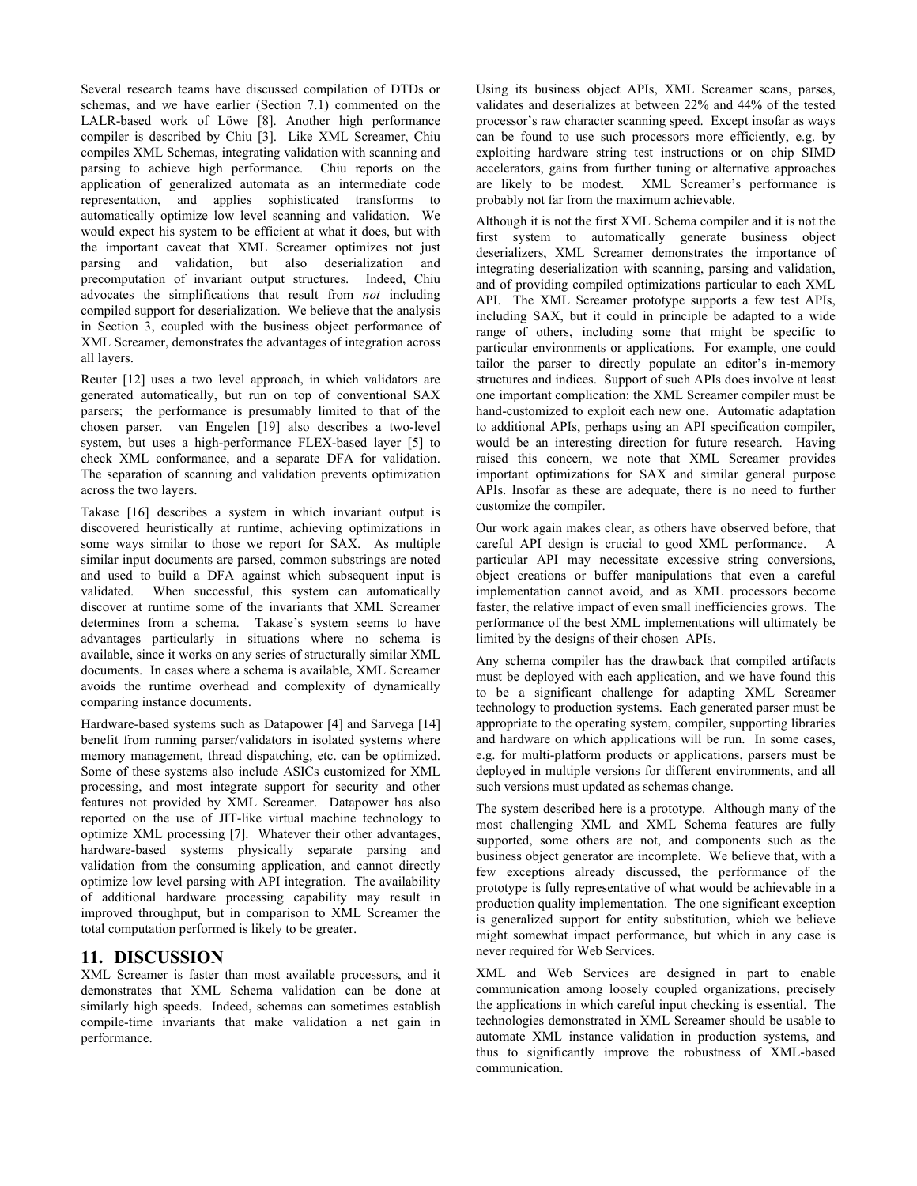Several research teams have discussed compilation of DTDs or schemas, and we have earlier (Section 7.1) commented on the LALR-based work of Löwe [8]. Another high performance compiler is described by Chiu [3]. Like XML Screamer, Chiu compiles XML Schemas, integrating validation with scanning and parsing to achieve high performance. Chiu reports on the application of generalized automata as an intermediate code representation, and applies sophisticated transforms to automatically optimize low level scanning and validation. We would expect his system to be efficient at what it does, but with the important caveat that XML Screamer optimizes not just parsing and validation, but also deserialization and precomputation of invariant output structures. Indeed, Chiu advocates the simplifications that result from *not* including compiled support for deserialization. We believe that the analysis in Section 3, coupled with the business object performance of XML Screamer, demonstrates the advantages of integration across all layers.

Reuter [12] uses a two level approach, in which validators are generated automatically, but run on top of conventional SAX parsers; the performance is presumably limited to that of the chosen parser. van Engelen [19] also describes a two-level system, but uses a high-performance FLEX-based layer [5] to check XML conformance, and a separate DFA for validation. The separation of scanning and validation prevents optimization across the two layers.

Takase [16] describes a system in which invariant output is discovered heuristically at runtime, achieving optimizations in some ways similar to those we report for SAX. As multiple similar input documents are parsed, common substrings are noted and used to build a DFA against which subsequent input is validated. When successful, this system can automatically discover at runtime some of the invariants that XML Screamer determines from a schema. Takase's system seems to have advantages particularly in situations where no schema is available, since it works on any series of structurally similar XML documents. In cases where a schema is available, XML Screamer avoids the runtime overhead and complexity of dynamically comparing instance documents.

Hardware-based systems such as Datapower [4] and Sarvega [14] benefit from running parser/validators in isolated systems where memory management, thread dispatching, etc. can be optimized. Some of these systems also include ASICs customized for XML processing, and most integrate support for security and other features not provided by XML Screamer. Datapower has also reported on the use of JIT-like virtual machine technology to optimize XML processing [7]. Whatever their other advantages, hardware-based systems physically separate parsing and validation from the consuming application, and cannot directly optimize low level parsing with API integration. The availability of additional hardware processing capability may result in improved throughput, but in comparison to XML Screamer the total computation performed is likely to be greater.

## 11. DISCUSSION

XML Screamer is faster than most available processors, and it demonstrates that XML Schema validation can be done at similarly high speeds. Indeed, schemas can sometimes establish compile-time invariants that make validation a net gain in performance.

Using its business object APIs, XML Screamer scans, parses, validates and deserializes at between 22% and 44% of the tested processor's raw character scanning speed. Except insofar as ways can be found to use such processors more efficiently, e.g. by exploiting hardware string test instructions or on chip SIMD accelerators, gains from further tuning or alternative approaches are likely to be modest. XML Screamer's performance is probably not far from the maximum achievable.

Although it is not the first XML Schema compiler and it is not the first system to automatically generate business object deserializers, XML Screamer demonstrates the importance of integrating deserialization with scanning, parsing and validation, and of providing compiled optimizations particular to each XML API. The XML Screamer prototype supports a few test APIs, including SAX, but it could in principle be adapted to a wide range of others, including some that might be specific to particular environments or applications. For example, one could tailor the parser to directly populate an editor's in-memory structures and indices. Support of such APIs does involve at least one important complication: the XML Screamer compiler must be hand-customized to exploit each new one. Automatic adaptation to additional APIs, perhaps using an API specification compiler, would be an interesting direction for future research. Having raised this concern, we note that XML Screamer provides important optimizations for SAX and similar general purpose APIs. Insofar as these are adequate, there is no need to further customize the compiler.

Our work again makes clear, as others have observed before, that careful API design is crucial to good XML performance. A particular API may necessitate excessive string conversions, object creations or buffer manipulations that even a careful implementation cannot avoid, and as XML processors become faster, the relative impact of even small inefficiencies grows. The performance of the best XML implementations will ultimately be limited by the designs of their chosen APIs.

Any schema compiler has the drawback that compiled artifacts must be deployed with each application, and we have found this to be a significant challenge for adapting XML Screamer technology to production systems. Each generated parser must be appropriate to the operating system, compiler, supporting libraries and hardware on which applications will be run. In some cases, e.g. for multi-platform products or applications, parsers must be deployed in multiple versions for different environments, and all such versions must updated as schemas change.

The system described here is a prototype. Although many of the most challenging XML and XML Schema features are fully supported, some others are not, and components such as the business object generator are incomplete. We believe that, with a few exceptions already discussed, the performance of the prototype is fully representative of what would be achievable in a production quality implementation. The one significant exception is generalized support for entity substitution, which we believe might somewhat impact performance, but which in any case is never required for Web Services.

XML and Web Services are designed in part to enable communication among loosely coupled organizations, precisely the applications in which careful input checking is essential. The technologies demonstrated in XML Screamer should be usable to automate XML instance validation in production systems, and thus to significantly improve the robustness of XML-based communication.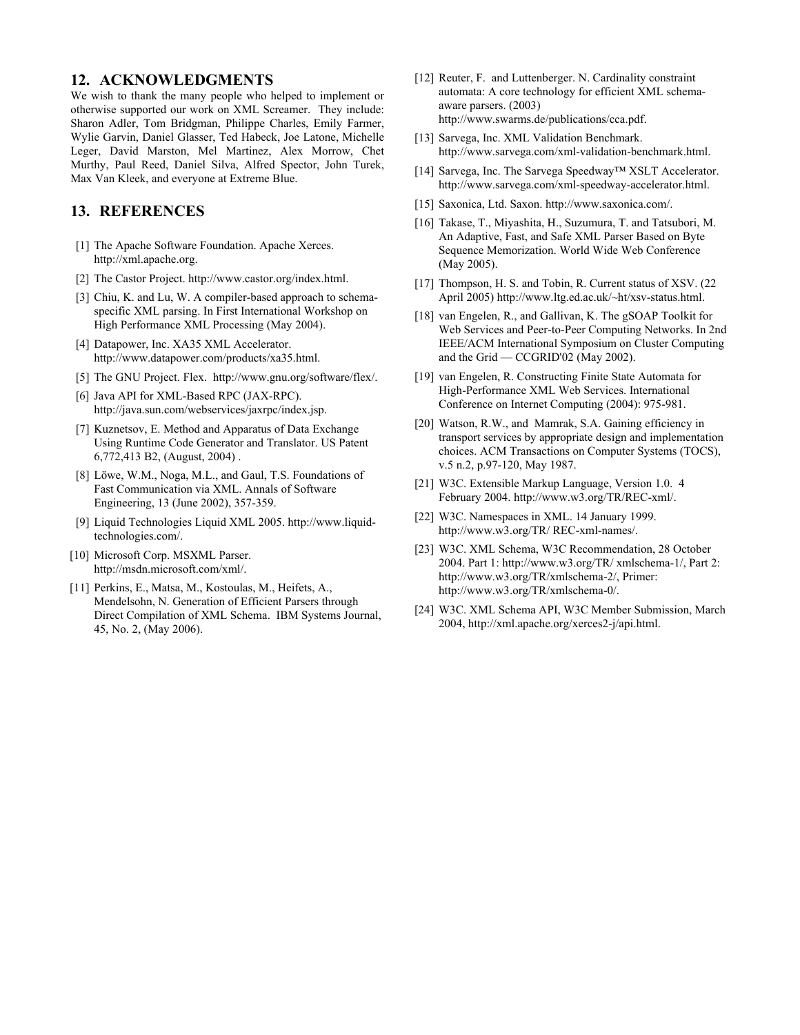## 12. ACKNOWLEDGMENTS

We wish to thank the many people who helped to implement or otherwise supported our work on XML Screamer. They include: Sharon Adler, Tom Bridgman, Philippe Charles, Emily Farmer, Wylie Garvin, Daniel Glasser, Ted Habeck, Joe Latone, Michelle Leger, David Marston, Mel Martinez, Alex Morrow, Chet Murthy, Paul Reed, Daniel Silva, Alfred Spector, John Turek, Max Van Kleek, and everyone at Extreme Blue.

## 13. REFERENCES

[1] The Apache Software Foundation. Apache Xerces. http://xml.apache.org.

[2] The Castor Project. http://www.castor.org/index.html.

[3] Chiu, K. and Lu, W. A compiler-based approach to schema-specific XML parsing. In First International Workshop on High Performance XML Processing (May 2004).

[4] Datapower, Inc. XA35 XML Accelerator. http://www.datapower.com/products/xa35.html.

[5] The GNU Project. Flex. http://www.gnu.org/software/flex/.

[6] Java API for XML-Based RPC (JAX-RPC). http://java.sun.com/webservices/jaxrpc/index.jsp.

[7] Kuznetsov, E. Method and Apparatus of Data Exchange Using Runtime Code Generator and Translator. US Patent 6,772,413 B2, (August, 2004) .

[8] Löwe, W.M., Noga, M.L., and Gaul, T.S. Foundations of Fast Communication via XML. Annals of Software Engineering, 13 (June 2002), 357-359.

[9] Liquid Technologies Liquid XML 2005. http://www.liquid-technologies.com/.

[10] Microsoft Corp. MSXML Parser. http://msdn.microsoft.com/xml/.

[11] Perkins, E., Matsa, M., Kostoulas, M., Heifets, A., Mendelsohn, N. Generation of Efficient Parsers through Direct Compilation of XML Schema. IBM Systems Journal, 45, No. 2, (May 2006).

[12] Reuter, F. and Luttenberger. N. Cardinality constraint automata: A core technology for efficient XML schema-aware parsers. (2003) http://www.swarms.de/publications/cca.pdf.

[13] Sarvega, Inc. XML Validation Benchmark. http://www.sarvega.com/xml-validation-benchmark.html.

[14] Sarvega, Inc. The Sarvega Speedway™ XSLT Accelerator. http://www.sarvega.com/xml-speedway-accelerator.html.

[15] Saxonica, Ltd. Saxon. http://www.saxonica.com/.

[16] Takase, T., Miyashita, H., Suzumura, T. and Tatsubori, M. An Adaptive, Fast, and Safe XML Parser Based on Byte Sequence Memorization. World Wide Web Conference (May 2005).

[17] Thompson, H. S. and Tobin, R. Current status of XSV. (22 April 2005) http://www.ltg.ed.ac.uk/~ht/xsv-status.html.

[18] van Engelen, R., and Gallivan, K. The gSOAP Toolkit for Web Services and Peer-to-Peer Computing Networks. In 2nd IEEE/ACM International Symposium on Cluster Computing and the Grid — CCGRID'02 (May 2002).

[19] van Engelen, R. Constructing Finite State Automata for High-Performance XML Web Services. International Conference on Internet Computing (2004): 975-981.

[20] Watson, R.W., and Mamrak, S.A. Gaining efficiency in transport services by appropriate design and implementation choices. ACM Transactions on Computer Systems (TOCS), v.5 n.2, p.97-120, May 1987.

[21] W3C. Extensible Markup Language, Version 1.0. 4 February 2004. http://www.w3.org/TR/REC-xml/.

[22] W3C. Namespaces in XML. 14 January 1999. http://www.w3.org/TR/ REC-xml-names/.

[23] W3C. XML Schema, W3C Recommendation, 28 October 2004. Part 1: http://www.w3.org/TR/ xmlschema-1/, Part 2: http://www.w3.org/TR/xmlschema-2/, Primer: http://www.w3.org/TR/xmlschema-0/.

[24] W3C. XML Schema API, W3C Member Submission, March 2004, http://xml.apache.org/xerces2-j/api.html.